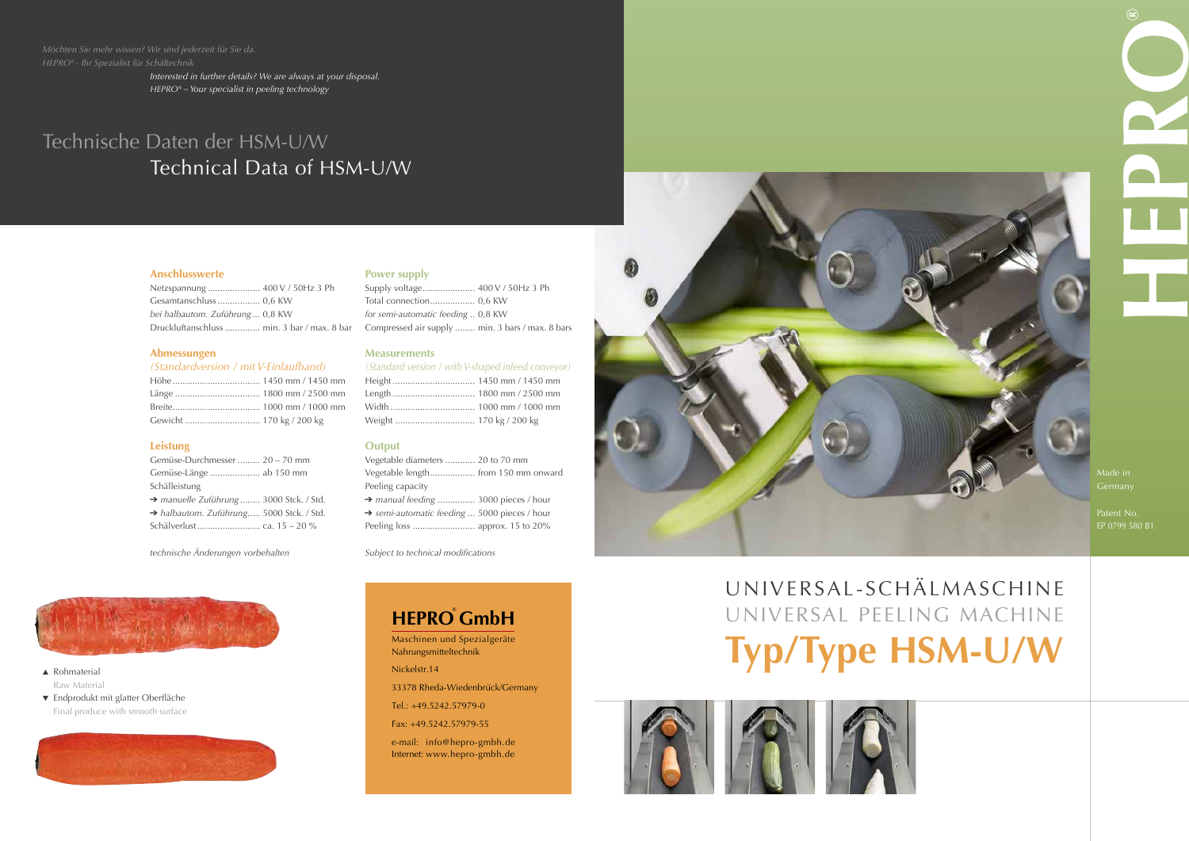*Möchten Sie mehr wissen? Wir sind jederzeit für Sie da.*
*HEPRO® - Ihr Spezialist für Schältechnik*

*Interested in further details? We are always at your disposal.*
*HEPRO® – Your specialist in peeling technology*

# Technische Daten der HSM-U/W
# Technical Data of HSM-U/W

### Anschlusswerte

Netzspannung .................... 400 V / 50Hz 3 Ph
Gesamtanschluss ................. 0,6 KW
*bei halbautom. Zuführung* ... 0,8 KW
Druckluftanschluss .............. min. 3 bar / max. 8 bar

### Abmessungen
*(Standardversion / mit V-Einlaufband)*

Höhe .................................. 1450 mm / 1450 mm
Länge ................................. 1800 mm / 2500 mm
Breite.................................. 1000 mm / 1000 mm
Gewicht .............................. 170 kg / 200 kg

### Leistung

Gemüse-Durchmesser ......... 20 – 70 mm
Gemüse-Länge ................... ab 150 mm
Schälleistung
➔ *manuelle Zuführung* ........ 3000 Stck. / Std.
➔ *halbautom. Zuführung*..... 5000 Stck. / Std.
Schälverlust ........................ ca. 15 – 20 %

*technische Änderungen vorbehalten*

### Power supply

Supply voltage..................... 400 V / 50Hz 3 Ph
Total connection................. 0,6 KW
*for semi-automatic feeding* .. 0,8 KW
Compressed air supply ........ min. 3 bars / max. 8 bars

### Measurements
*(Standard version / with V-shaped infeed conveyor)*

Height................................. 1450 mm / 1450 mm
Length ................................ 1800 mm / 2500 mm
Width .................................. 1000 mm / 1000 mm
Weight ................................ 170 kg / 200 kg

### Output

Vegetable diameters ............ 20 to 70 mm
Vegetable length.................. from 150 mm onward
Peeling capacity
➔ *manual feeding* ............... 3000 pieces / hour
➔ *semi-automatic feeding* ... 5000 pieces / hour
Peeling loss ......................... approx. 15 to 20%

*Subject to technical modifications*

▲ Rohmaterial
Raw Material

▼ Endprodukt mit glatter Oberfläche
Final produce with smooth surface

## HEPRO® GmbH

Maschinen und Spezialgeräte
Nahrungsmitteltechnik

Nickelstr.14

33378 Rheda-Wiedenbrück/Germany

Tel.: +49.5242.57979-0

Fax: +49.5242.57979-55

e-mail: info@hepro-gmbh.de
Internet: www.hepro-gmbh.de

HEPRO®

Made in
Germany

Patent No.
EP 0799 580 B1

# UNIVERSAL-SCHÄLMASCHINE
# UNIVERSAL PEELING MACHINE
# Typ/Type HSM-U/W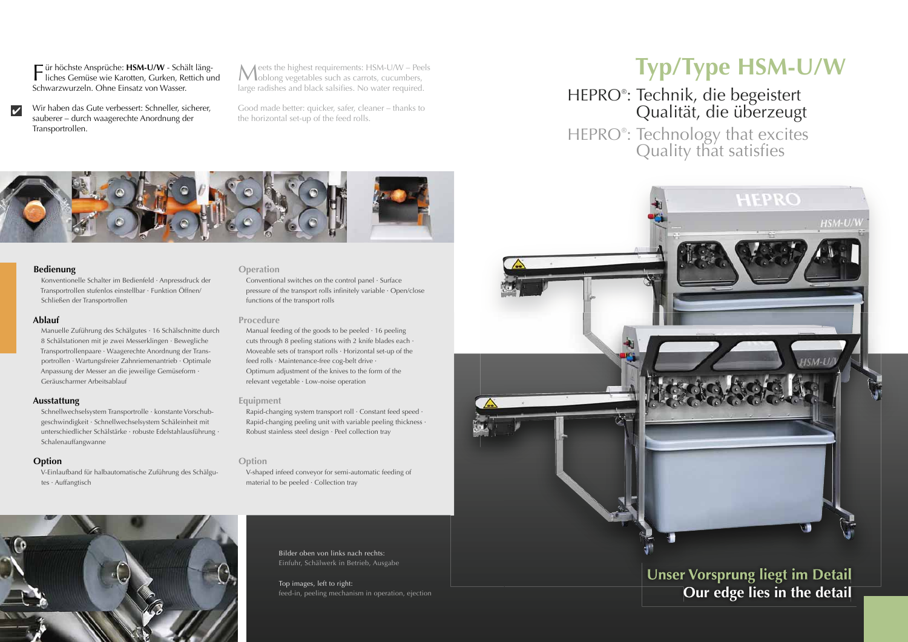# Typ/Type HSM-U/W

HEPRO®: Technik, die begeistert
Qualität, die überzeugt

HEPRO®: Technology that excites
Quality that satisfies

Für höchste Ansprüche: **HSM-U/W** - Schält längliches Gemüse wie Karotten, Gurken, Rettich und Schwarzwurzeln. Ohne Einsatz von Wasser.

Meets the highest requirements: HSM-U/W – Peels oblong vegetables such as carrots, cucumbers, large radishes and black salsifies. No water required.

Wir haben das Gute verbessert: Schneller, sicherer, sauberer – durch waagerechte Anordnung der Transportrollen.

Good made better: quicker, safer, cleaner – thanks to the horizontal set-up of the feed rolls.

### Bedienung

Konventionelle Schalter im Bedienfeld · Anpressdruck der Transportrollen stufenlos einstellbar · Funktion Öffnen/Schließen der Transportrollen

### Operation

Conventional switches on the control panel · Surface pressure of the transport rolls infinitely variable · Open/close functions of the transport rolls

### Ablauf

Manuelle Zuführung des Schälgutes · 16 Schälschnitte durch 8 Schälstationen mit je zwei Messerklingen · Bewegliche Transportrollenpaare · Waagerechte Anordnung der Transportrollen · Wartungsfreier Zahnriemenantrieb · Optimale Anpassung der Messer an die jeweilige Gemüseform · Geräuscharmer Arbeitsablauf

### Procedure

Manual feeding of the goods to be peeled · 16 peeling cuts through 8 peeling stations with 2 knife blades each · Moveable sets of transport rolls · Horizontal set-up of the feed rolls · Maintenance-free cog-belt drive · Optimum adjustment of the knives to the form of the relevant vegetable · Low-noise operation

### Ausstattung

Schnellwechselsystem Transportrolle · konstante Vorschubgeschwindigkeit · Schnellwechselsystem Schäleinheit mit unterschiedlicher Schälstärke · robuste Edelstahlausführung · Schalenauffangwanne

### Equipment

Rapid-changing system transport roll · Constant feed speed · Rapid-changing peeling unit with variable peeling thickness · Robust stainless steel design · Peel collection tray

### Option

V-Einlaufband für halbautomatische Zuführung des Schälgutes · Auffangtisch

### Option

V-shaped infeed conveyor for semi-automatic feeding of material to be peeled · Collection tray

Bilder oben von links nach rechts:
Einfuhr, Schälwerk in Betrieb, Ausgabe

Top images, left to right:
feed-in, peeling mechanism in operation, ejection

**Unser Vorsprung liegt im Detail**

**Our edge lies in the detail**